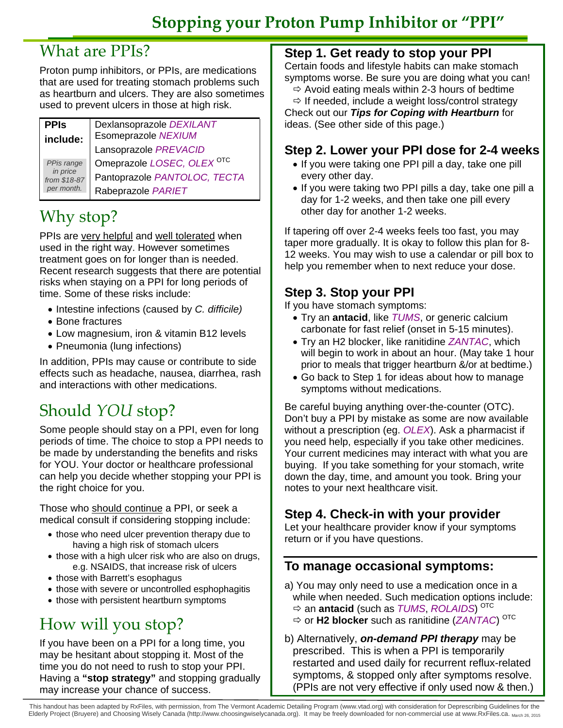# Stopping your Proton Pump Inhibitor or "PPI"

## What are PPIs?

Proton pump inhibitors, or PPIs, are medications that are used for treating stomach problems such as heartburn and ulcers. They are also sometimes used to prevent ulcers in those at high risk.

| **PPIs include:** | Dexlansoprazole *DEXILANT* |
|---|---|
| | Esomeprazole *NEXIUM* |
| | Lansoprazole *PREVACID* |
| *PPIs range in price from $18-87 per month.* | Omeprazole *LOSEC, OLEX* OTC |
| | Pantoprazole *PANTOLOC, TECTA* |
| | Rabeprazole *PARIET* |

## Why stop?

PPIs are very helpful and well tolerated when used in the right way. However sometimes treatment goes on for longer than is needed. Recent research suggests that there are potential risks when staying on a PPI for long periods of time. Some of these risks include:

- Intestine infections (caused by *C. difficile)*
- Bone fractures
- Low magnesium, iron & vitamin B12 levels
- Pneumonia (lung infections)

In addition, PPIs may cause or contribute to side effects such as headache, nausea, diarrhea, rash and interactions with other medications.

## Should *YOU* stop?

Some people should stay on a PPI, even for long periods of time. The choice to stop a PPI needs to be made by understanding the benefits and risks for YOU. Your doctor or healthcare professional can help you decide whether stopping your PPI is the right choice for you.

Those who should continue a PPI, or seek a medical consult if considering stopping include:

- those who need ulcer prevention therapy due to having a high risk of stomach ulcers
- those with a high ulcer risk who are also on drugs, e.g. NSAIDS, that increase risk of ulcers
- those with Barrett's esophagus
- those with severe or uncontrolled esphophagitis
- those with persistent heartburn symptoms

## How will you stop?

If you have been on a PPI for a long time, you may be hesitant about stopping it. Most of the time you do not need to rush to stop your PPI. Having a **"stop strategy"** and stopping gradually may increase your chance of success.

### Step 1. Get ready to stop your PPI

Certain foods and lifestyle habits can make stomach symptoms worse. Be sure you are doing what you can!

⇨ Avoid eating meals within 2-3 hours of bedtime

⇨ If needed, include a weight loss/control strategy

Check out our ***Tips for Coping with Heartburn*** for ideas. (See other side of this page.)

### Step 2. Lower your PPI dose for 2-4 weeks

- If you were taking one PPI pill a day, take one pill every other day.
- If you were taking two PPI pills a day, take one pill a day for 1-2 weeks, and then take one pill every other day for another 1-2 weeks.

If tapering off over 2-4 weeks feels too fast, you may taper more gradually. It is okay to follow this plan for 8-12 weeks. You may wish to use a calendar or pill box to help you remember when to next reduce your dose.

### Step 3. Stop your PPI

If you have stomach symptoms:

- Try an **antacid**, like *TUMS*, or generic calcium carbonate for fast relief (onset in 5-15 minutes).
- Try an H2 blocker, like ranitidine *ZANTAC*, which will begin to work in about an hour. (May take 1 hour prior to meals that trigger heartburn &/or at bedtime.)
- Go back to Step 1 for ideas about how to manage symptoms without medications.

Be careful buying anything over-the-counter (OTC). Don't buy a PPI by mistake as some are now available without a prescription (eg. *OLEX*). Ask a pharmacist if you need help, especially if you take other medicines. Your current medicines may interact with what you are buying. If you take something for your stomach, write down the day, time, and amount you took. Bring your notes to your next healthcare visit.

### Step 4. Check-in with your provider

Let your healthcare provider know if your symptoms return or if you have questions.

### To manage occasional symptoms:

a) You may only need to use a medication once in a while when needed. Such medication options include:

⇨ an **antacid** (such as *TUMS*, *ROLAIDS*) OTC

⇨ or **H2 blocker** such as ranitidine (*ZANTAC*) OTC

b) Alternatively, ***on-demand PPI therapy*** may be prescribed. This is when a PPI is temporarily restarted and used daily for recurrent reflux-related symptoms, & stopped only after symptoms resolve. (PPIs are not very effective if only used now & then.)

This handout has been adapted by RxFiles, with permission, from The Vermont Academic Detailing Program (www.vtad.org) with consideration for Deprescribing Guidelines for the Elderly Project (Bruyere) and Choosing Wisely Canada (http://www.choosingwiselycanada.org). It may be freely downloaded for non-commercial use at www.RxFiles.ca. March 26, 2015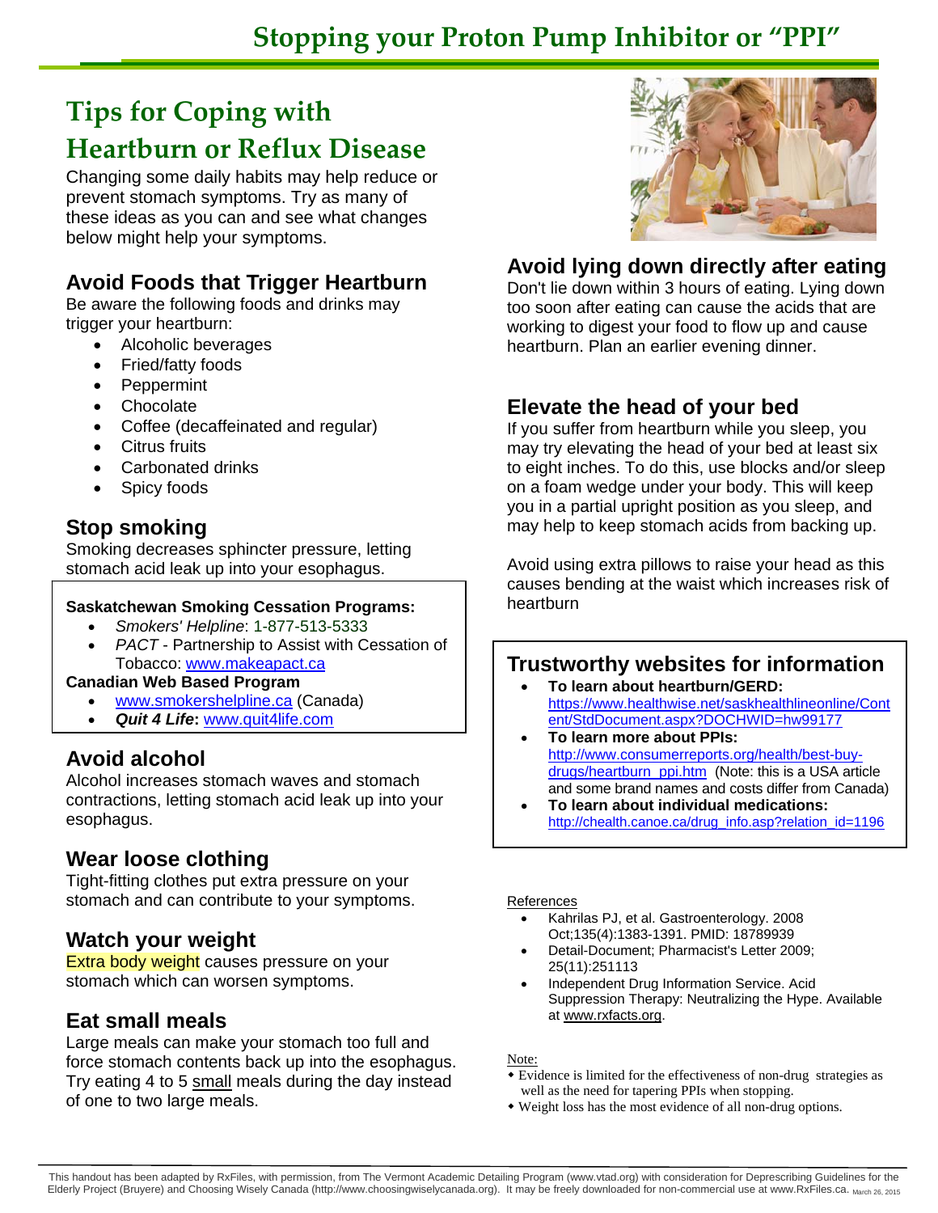# Stopping your Proton Pump Inhibitor or "PPI"

## Tips for Coping with Heartburn or Reflux Disease

Changing some daily habits may help reduce or prevent stomach symptoms. Try as many of these ideas as you can and see what changes below might help your symptoms.

### Avoid Foods that Trigger Heartburn

Be aware the following foods and drinks may trigger your heartburn:

- Alcoholic beverages
- Fried/fatty foods
- Peppermint
- Chocolate
- Coffee (decaffeinated and regular)
- Citrus fruits
- Carbonated drinks
- Spicy foods

### Stop smoking

Smoking decreases sphincter pressure, letting stomach acid leak up into your esophagus.

**Saskatchewan Smoking Cessation Programs:**

- *Smokers' Helpline*: 1-877-513-5333
- *PACT* - Partnership to Assist with Cessation of Tobacco: www.makeapact.ca

**Canadian Web Based Program**

- www.smokershelpline.ca (Canada)
- ***Quit 4 Life*:** www.quit4life.com

### Avoid alcohol

Alcohol increases stomach waves and stomach contractions, letting stomach acid leak up into your esophagus.

### Wear loose clothing

Tight-fitting clothes put extra pressure on your stomach and can contribute to your symptoms.

### Watch your weight

Extra body weight causes pressure on your stomach which can worsen symptoms.

### Eat small meals

Large meals can make your stomach too full and force stomach contents back up into the esophagus. Try eating 4 to 5 small meals during the day instead of one to two large meals.

### Avoid lying down directly after eating

Don't lie down within 3 hours of eating. Lying down too soon after eating can cause the acids that are working to digest your food to flow up and cause heartburn. Plan an earlier evening dinner.

### Elevate the head of your bed

If you suffer from heartburn while you sleep, you may try elevating the head of your bed at least six to eight inches. To do this, use blocks and/or sleep on a foam wedge under your body. This will keep you in a partial upright position as you sleep, and may help to keep stomach acids from backing up.

Avoid using extra pillows to raise your head as this causes bending at the waist which increases risk of heartburn

### Trustworthy websites for information

- **To learn about heartburn/GERD:** https://www.healthwise.net/saskhealthlineonline/Content/StdDocument.aspx?DOCHWID=hw99177
- **To learn more about PPIs:** http://www.consumerreports.org/health/best-buy-drugs/heartburn_ppi.htm (Note: this is a USA article and some brand names and costs differ from Canada)
- **To learn about individual medications:** http://chealth.canoe.ca/drug_info.asp?relation_id=1196

References

- Kahrilas PJ, et al. Gastroenterology. 2008 Oct;135(4):1383-1391. PMID: 18789939
- Detail-Document; Pharmacist's Letter 2009; 25(11):251113
- Independent Drug Information Service. Acid Suppression Therapy: Neutralizing the Hype. Available at www.rxfacts.org.

Note:

- Evidence is limited for the effectiveness of non-drug strategies as well as the need for tapering PPIs when stopping.
- Weight loss has the most evidence of all non-drug options.

This handout has been adapted by RxFiles, with permission, from The Vermont Academic Detailing Program (www.vtad.org) with consideration for Deprescribing Guidelines for the Elderly Project (Bruyere) and Choosing Wisely Canada (http://www.choosingwiselycanada.org). It may be freely downloaded for non-commercial use at www.RxFiles.ca. March 26, 2015